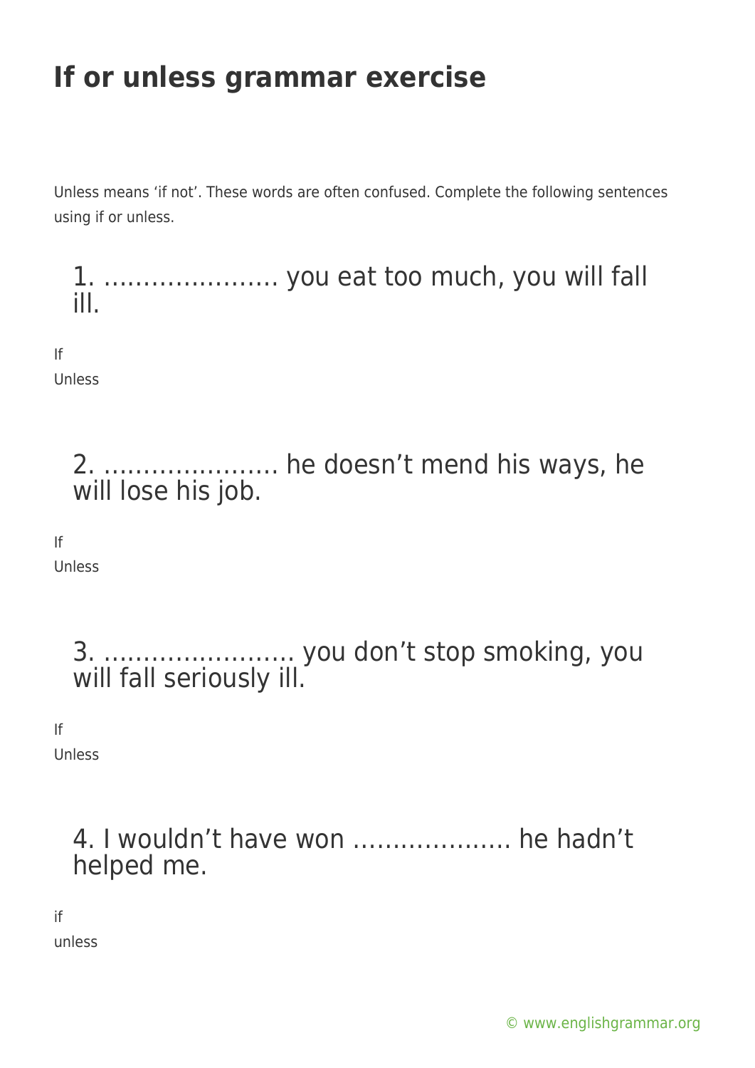# If or unless grammar exercise

Unless means 'if not'. These words are often confused. Complete the following sentences using if or unless.

### 1. …………………. you eat too much, you will fall ill.

If

Unless

### 2. …………………. he doesn't mend his ways, he will lose his job.

If

Unless

### 3. ……………………. you don't stop smoking, you will fall seriously ill.

If

Unless

### 4. I wouldn't have won ………………. he hadn't helped me.

if

unless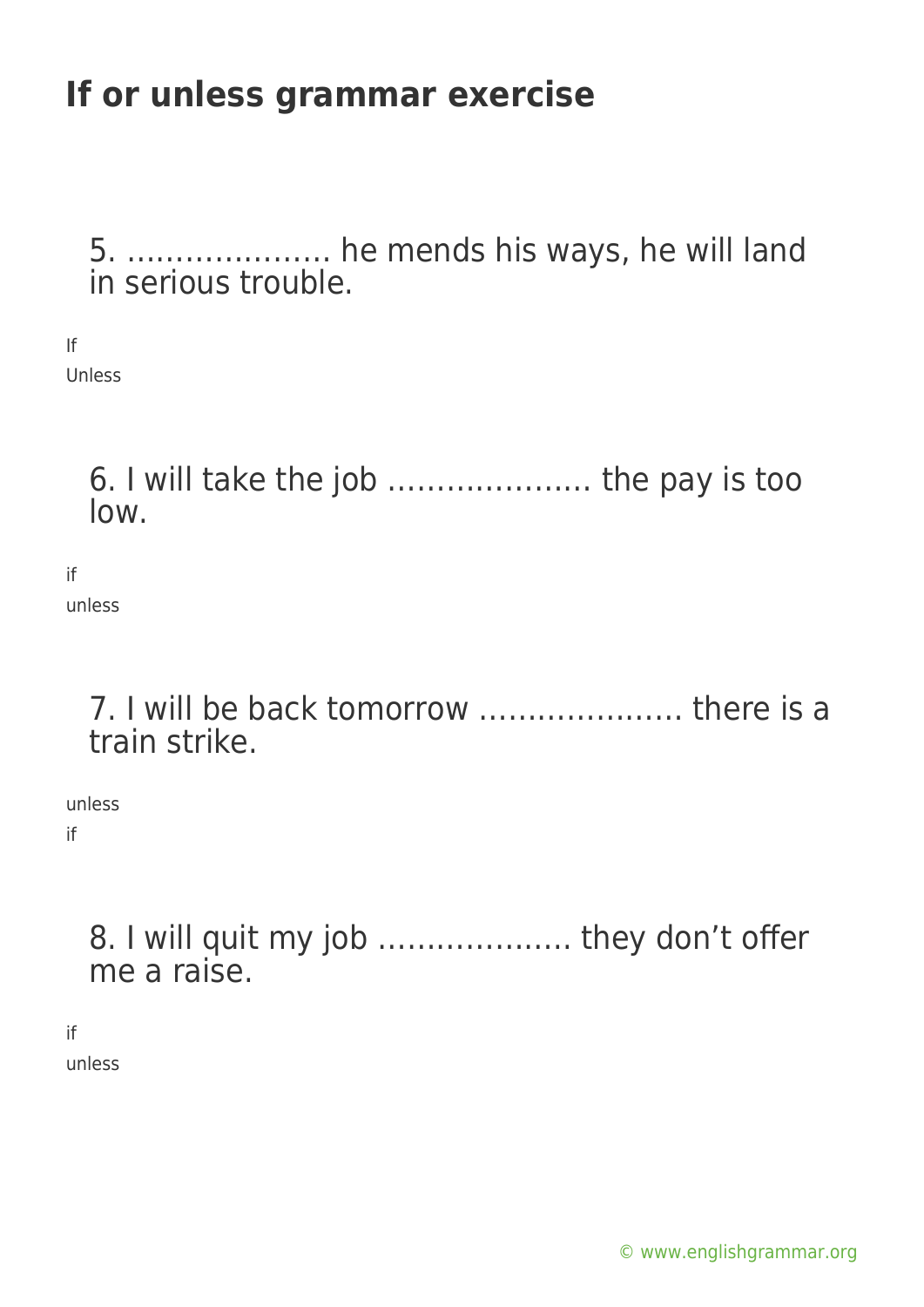# If or unless grammar exercise

5. ………………… he mends his ways, he will land in serious trouble.

If
Unless

6. I will take the job ………………… the pay is too low.

if
unless

7. I will be back tomorrow ………………… there is a train strike.

unless
if

8. I will quit my job ……………….. they don't offer me a raise.

if
unless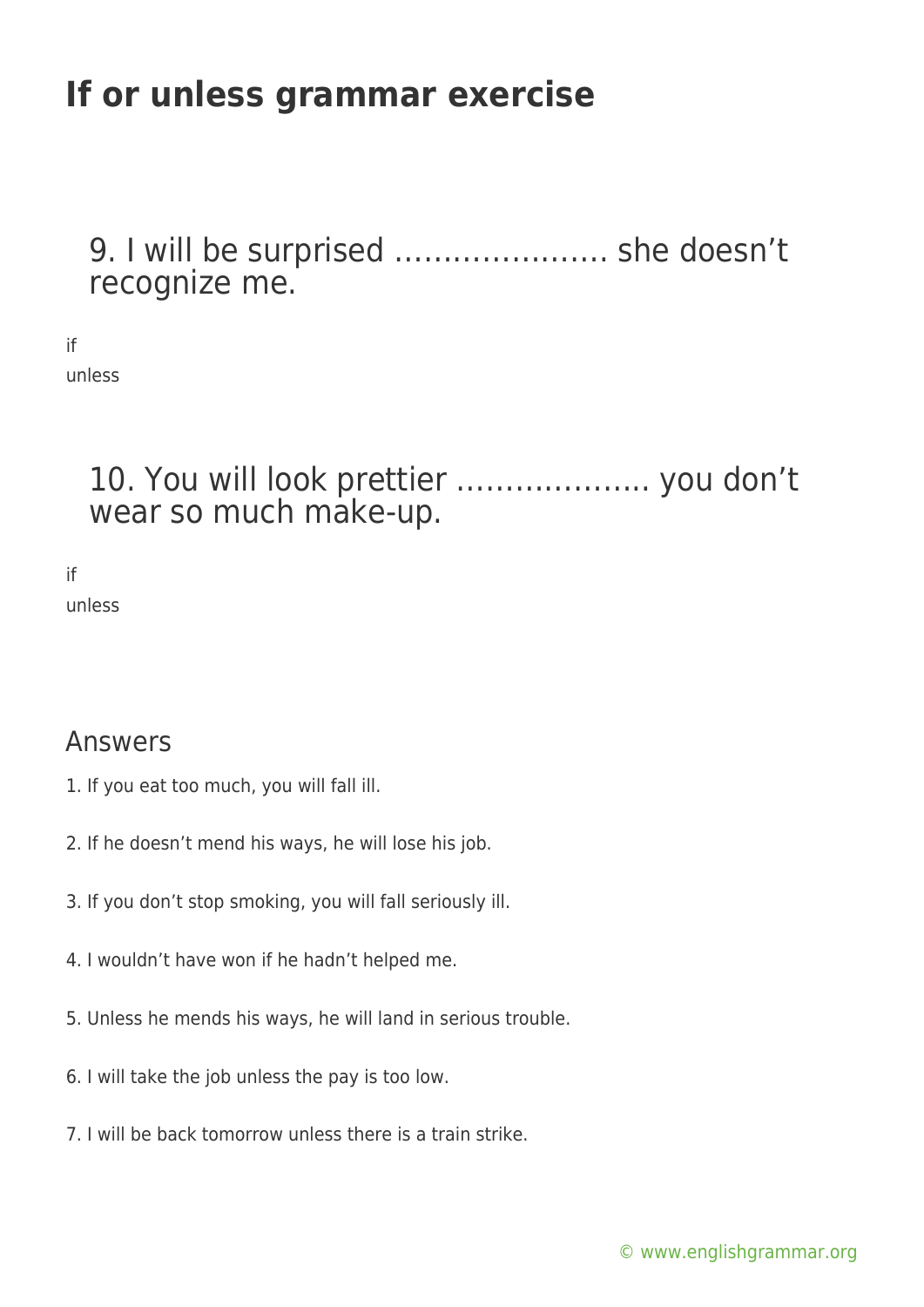# If or unless grammar exercise

## 9. I will be surprised …………………. she doesn't recognize me.

if

unless

## 10. You will look prettier ……………….. you don't wear so much make-up.

if

unless

## Answers

1. If you eat too much, you will fall ill.

2. If he doesn't mend his ways, he will lose his job.

3. If you don't stop smoking, you will fall seriously ill.

4. I wouldn't have won if he hadn't helped me.

5. Unless he mends his ways, he will land in serious trouble.

6. I will take the job unless the pay is too low.

7. I will be back tomorrow unless there is a train strike.

© www.englishgrammar.org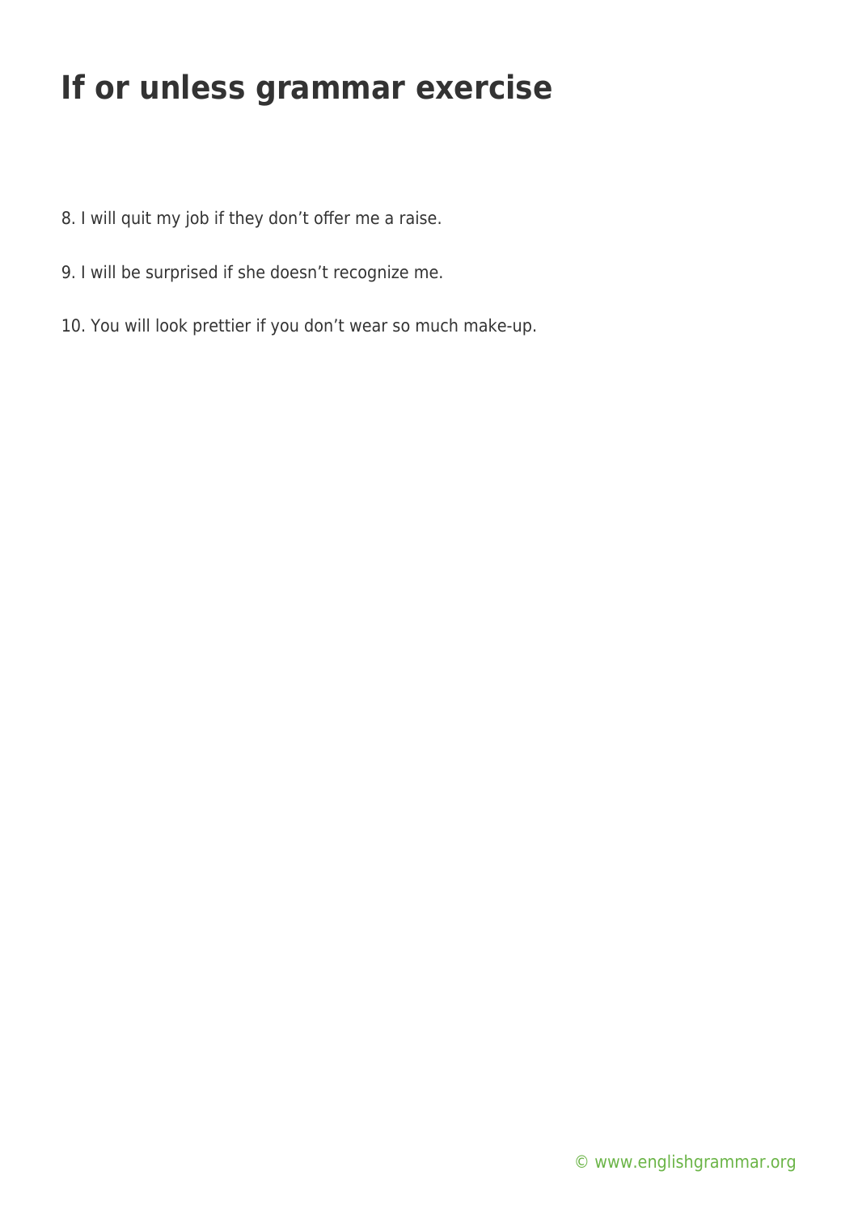# If or unless grammar exercise

8. I will quit my job if they don't offer me a raise.

9. I will be surprised if she doesn't recognize me.

10. You will look prettier if you don't wear so much make-up.

© www.englishgrammar.org